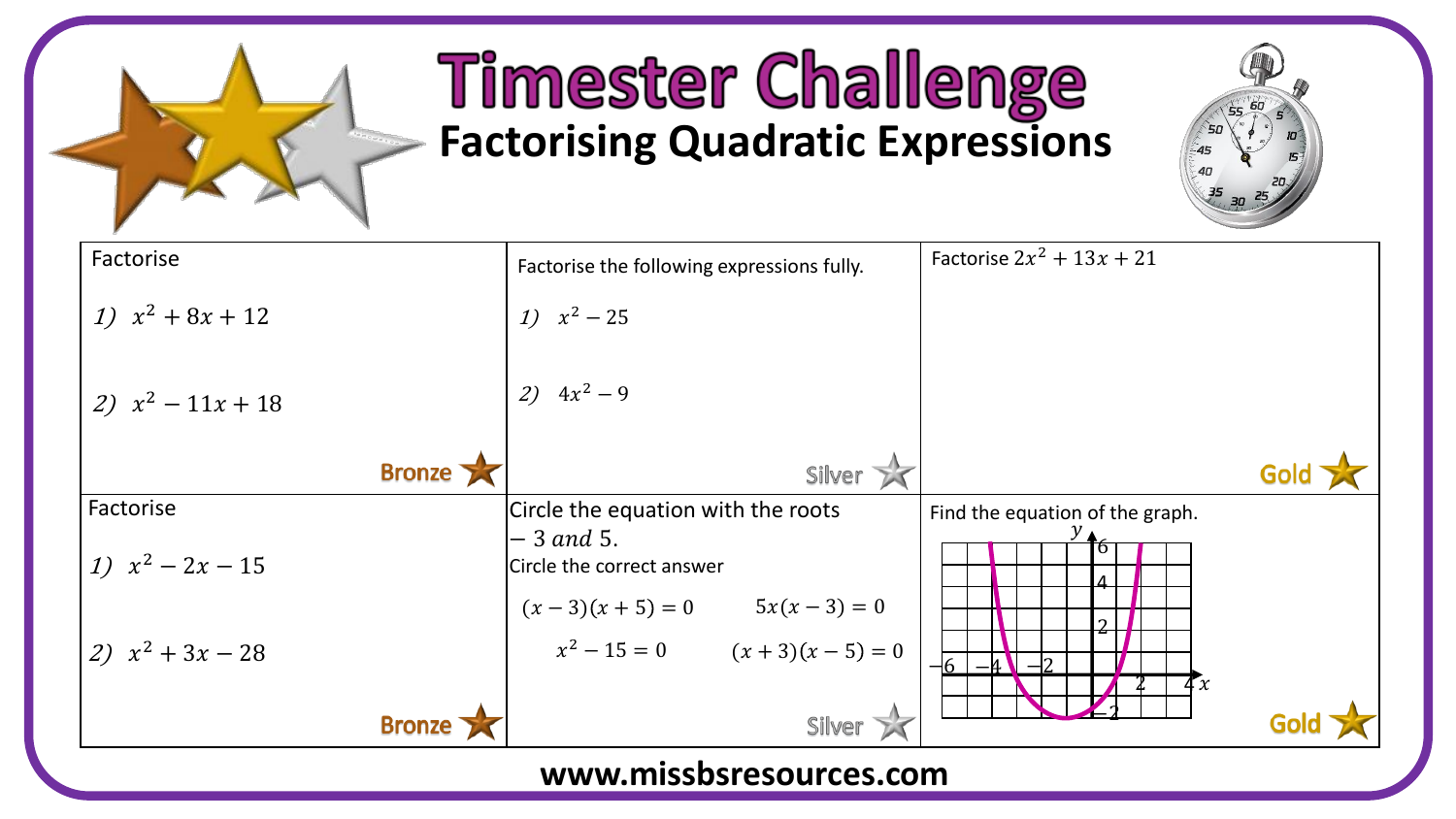# Timester Challenge

## Factorising Quadratic Expressions

| | | |
|---|---|---|
| Factorise<br><br>*1)* $x^2 + 8x + 12$<br><br>*2)* $x^2 - 11x + 18$<br><br>Bronze | Factorise the following expressions fully.<br><br>*1)* $x^2 - 25$<br><br>*2)* $4x^2 - 9$<br><br>Silver | Factorise $2x^2 + 13x + 21$<br><br>Gold |
| Factorise<br><br>*1)* $x^2 - 2x - 15$<br><br>*2)* $x^2 + 3x - 28$<br><br>Bronze | Circle the equation with the roots $-3$ *and* $5$.<br>Circle the correct answer<br><br>$(x-3)(x+5)=0$ &nbsp;&nbsp; $5x(x-3)=0$<br><br>$x^2 - 15 = 0$ &nbsp;&nbsp; $(x+3)(x-5)=0$<br><br>Silver | Find the equation of the graph.<br><br>Gold |

www.missbsresources.com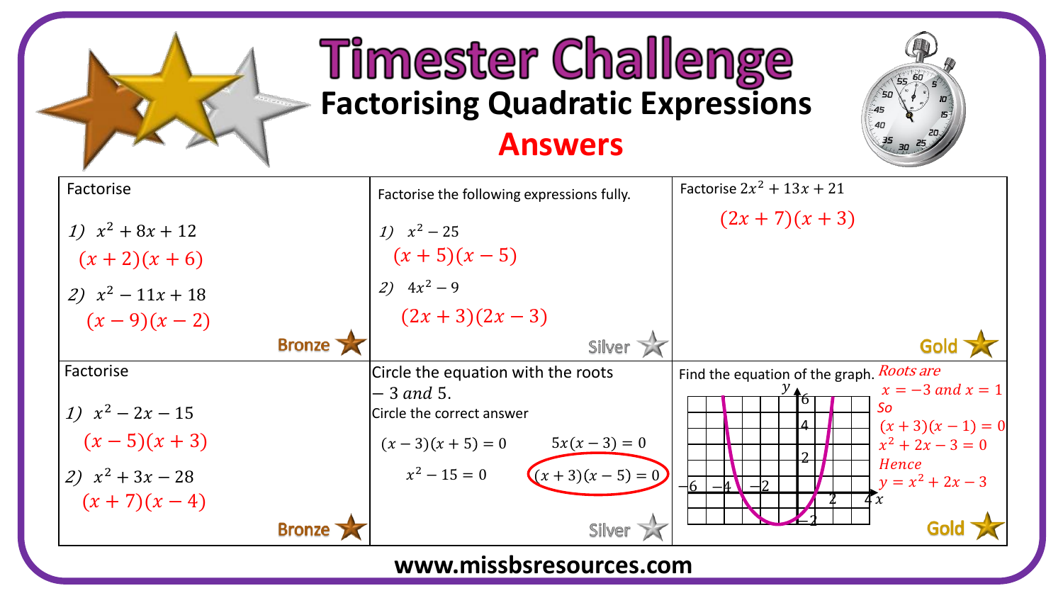# Timester Challenge

## Factorising Quadratic Expressions

## Answers

**Factorise** (Bronze)

1) $x^2 + 8x + 12$

$(x + 2)(x + 6)$

2) $x^2 - 11x + 18$

$(x - 9)(x - 2)$

**Factorise the following expressions fully.** (Silver)

1) $x^2 - 25$

$(x + 5)(x - 5)$

2) $4x^2 - 9$

$(2x + 3)(2x - 3)$

**Factorise $2x^2 + 13x + 21$** (Gold)

$(2x + 7)(x + 3)$

**Factorise** (Bronze)

1) $x^2 - 2x - 15$

$(x - 5)(x + 3)$

2) $x^2 + 3x - 28$

$(x + 7)(x - 4)$

**Circle the equation with the roots $-3$ and $5$.** (Silver)

Circle the correct answer

$(x - 3)(x + 5) = 0$ $\quad$ $5x(x - 3) = 0$

$x^2 - 15 = 0$ $\quad$ $(x + 3)(x - 5) = 0$ (circled)

**Find the equation of the graph.** (Gold)

y
6
4
2
−6 −4 −2
2 4 x
−2

*Roots are* $x = -3$ *and* $x = 1$

*So* $(x + 3)(x - 1) = 0$

$x^2 + 2x - 3 = 0$

*Hence* $y = x^2 + 2x - 3$

www.missbsresources.com